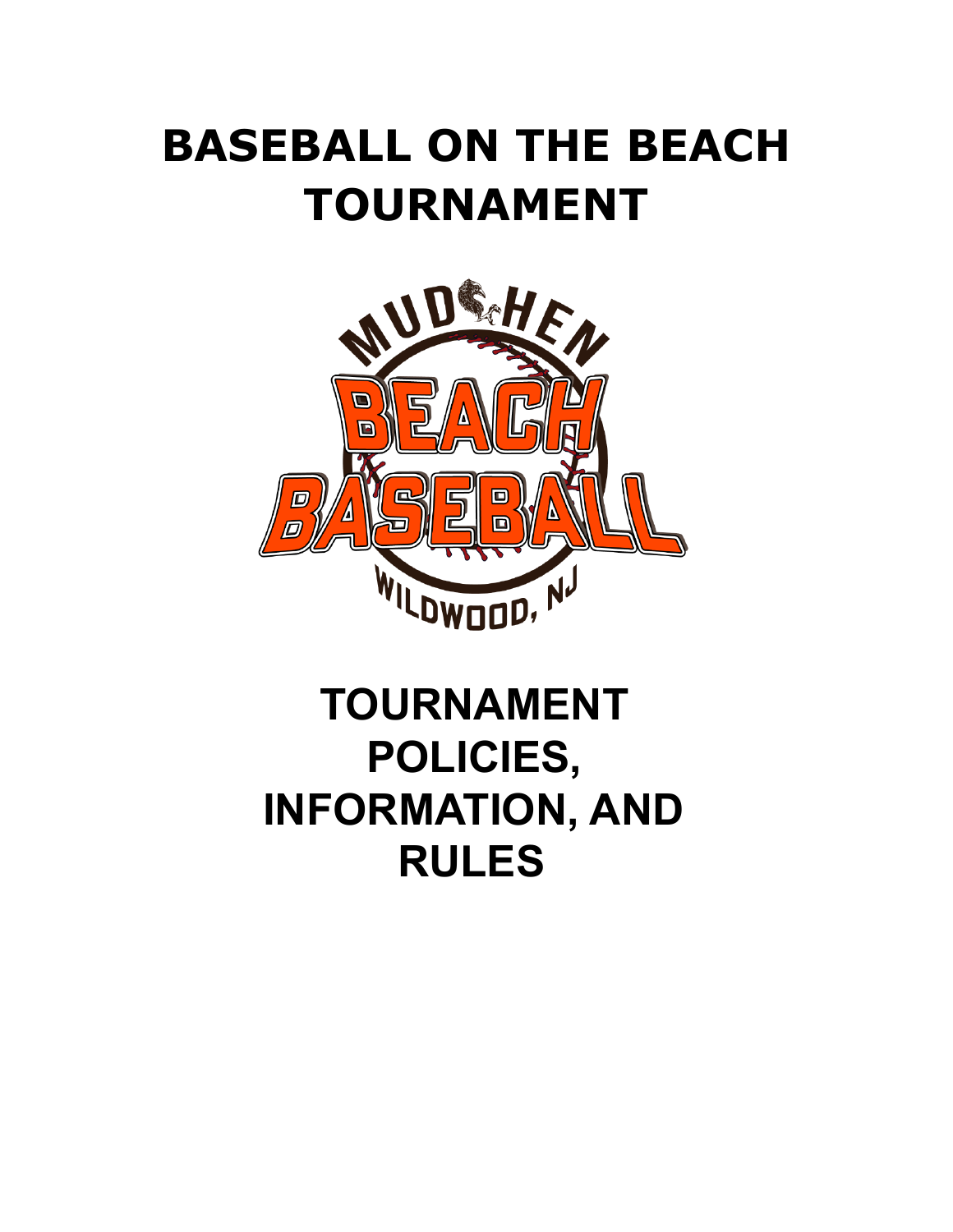# BASEBALL ON THE BEACH TOURNAMENT

# TOURNAMENT POLICIES, INFORMATION, AND RULES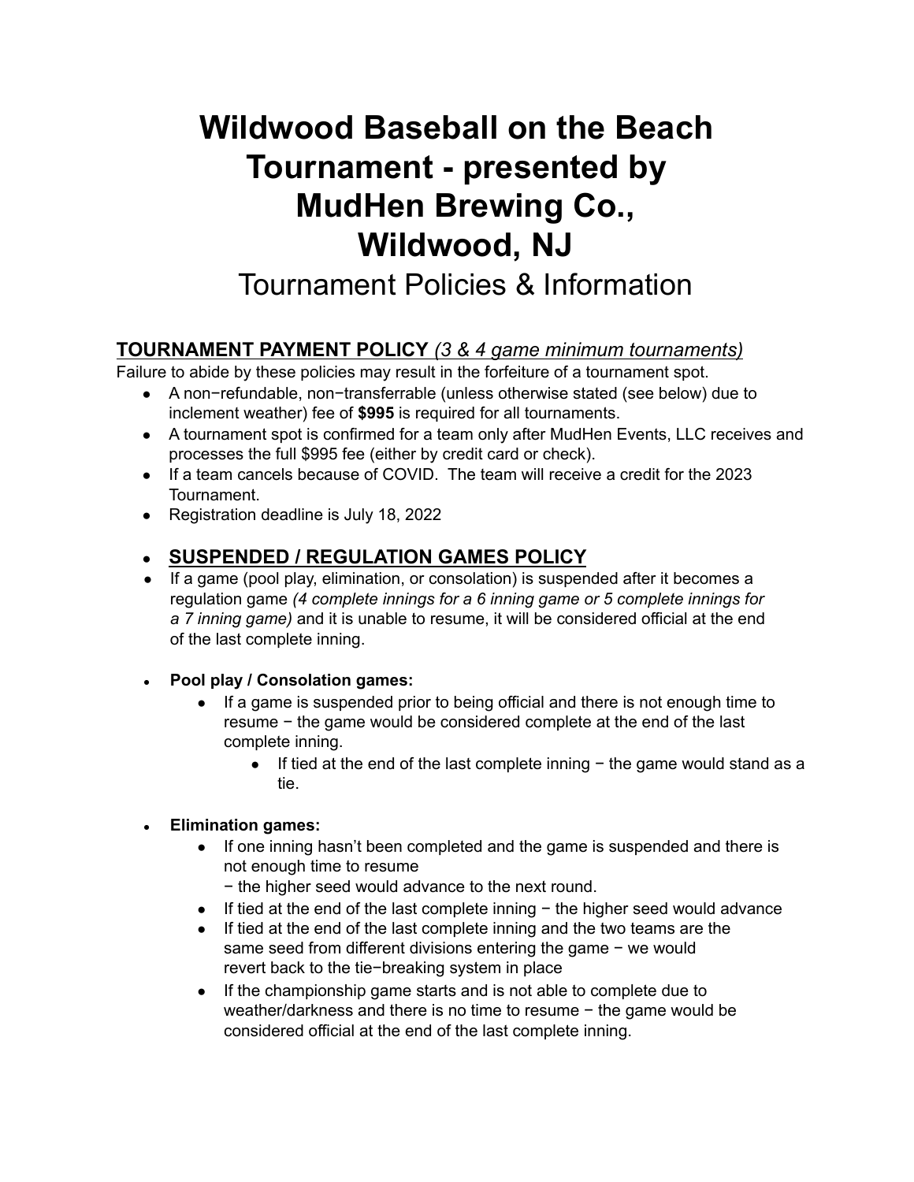# Wildwood Baseball on the Beach Tournament - presented by MudHen Brewing Co., Wildwood, NJ

## Tournament Policies & Information

### TOURNAMENT PAYMENT POLICY *(3 & 4 game minimum tournaments)*

Failure to abide by these policies may result in the forfeiture of a tournament spot.

- A non−refundable, non−transferrable (unless otherwise stated (see below) due to inclement weather) fee of **$995** is required for all tournaments.
- A tournament spot is confirmed for a team only after MudHen Events, LLC receives and processes the full $995 fee (either by credit card or check).
- If a team cancels because of COVID. The team will receive a credit for the 2023 Tournament.
- Registration deadline is July 18, 2022

### SUSPENDED / REGULATION GAMES POLICY

- If a game (pool play, elimination, or consolation) is suspended after it becomes a regulation game *(4 complete innings for a 6 inning game or 5 complete innings for a 7 inning game)* and it is unable to resume, it will be considered official at the end of the last complete inning.

- **Pool play / Consolation games:**
  - If a game is suspended prior to being official and there is not enough time to resume − the game would be considered complete at the end of the last complete inning.
    - If tied at the end of the last complete inning − the game would stand as a tie.

- **Elimination games:**
  - If one inning hasn't been completed and the game is suspended and there is not enough time to resume
    − the higher seed would advance to the next round.
  - If tied at the end of the last complete inning − the higher seed would advance
  - If tied at the end of the last complete inning and the two teams are the same seed from different divisions entering the game − we would revert back to the tie−breaking system in place
  - If the championship game starts and is not able to complete due to weather/darkness and there is no time to resume − the game would be considered official at the end of the last complete inning.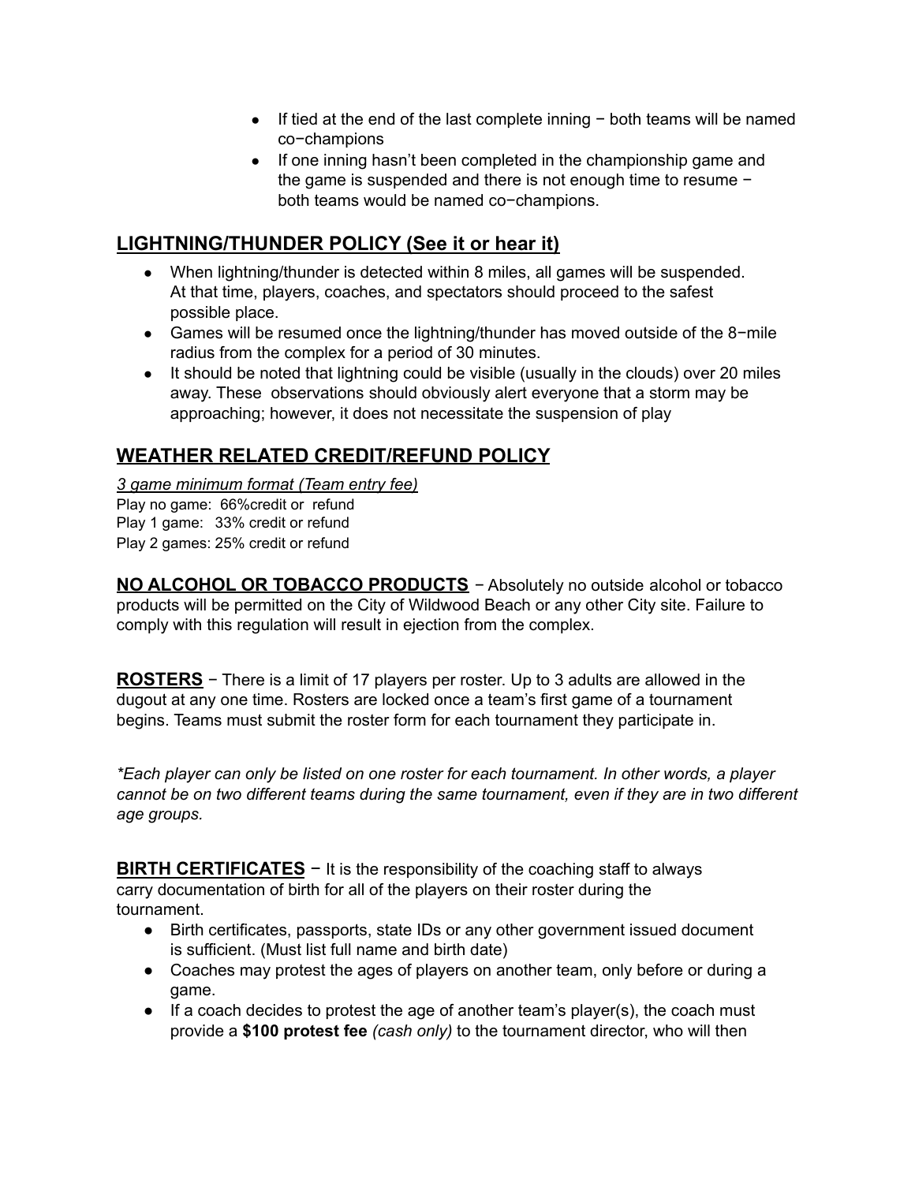- If tied at the end of the last complete inning − both teams will be named co−champions
- If one inning hasn't been completed in the championship game and the game is suspended and there is not enough time to resume − both teams would be named co−champions.

## LIGHTNING/THUNDER POLICY (See it or hear it)

- When lightning/thunder is detected within 8 miles, all games will be suspended. At that time, players, coaches, and spectators should proceed to the safest possible place.
- Games will be resumed once the lightning/thunder has moved outside of the 8−mile radius from the complex for a period of 30 minutes.
- It should be noted that lightning could be visible (usually in the clouds) over 20 miles away. These observations should obviously alert everyone that a storm may be approaching; however, it does not necessitate the suspension of play

## WEATHER RELATED CREDIT/REFUND POLICY

*3 game minimum format (Team entry fee)*

Play no game: 66%credit or refund
Play 1 game: 33% credit or refund
Play 2 games: 25% credit or refund

**NO ALCOHOL OR TOBACCO PRODUCTS** − Absolutely no outside alcohol or tobacco products will be permitted on the City of Wildwood Beach or any other City site. Failure to comply with this regulation will result in ejection from the complex.

**ROSTERS** − There is a limit of 17 players per roster. Up to 3 adults are allowed in the dugout at any one time. Rosters are locked once a team's first game of a tournament begins. Teams must submit the roster form for each tournament they participate in.

*\*Each player can only be listed on one roster for each tournament. In other words, a player cannot be on two different teams during the same tournament, even if they are in two different age groups.*

**BIRTH CERTIFICATES** − It is the responsibility of the coaching staff to always carry documentation of birth for all of the players on their roster during the tournament.

- Birth certificates, passports, state IDs or any other government issued document is sufficient. (Must list full name and birth date)
- Coaches may protest the ages of players on another team, only before or during a game.
- If a coach decides to protest the age of another team's player(s), the coach must provide a **$100 protest fee** *(cash only)* to the tournament director, who will then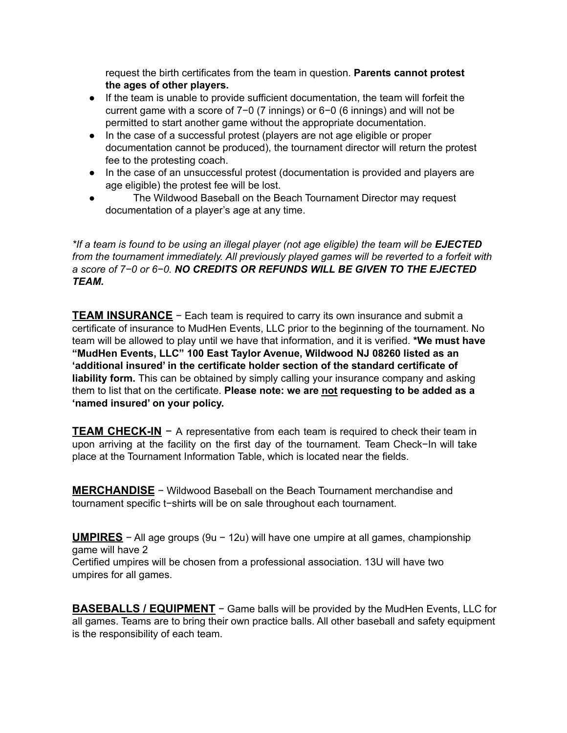request the birth certificates from the team in question. **Parents cannot protest the ages of other players.**

- If the team is unable to provide sufficient documentation, the team will forfeit the current game with a score of 7−0 (7 innings) or 6−0 (6 innings) and will not be permitted to start another game without the appropriate documentation.
- In the case of a successful protest (players are not age eligible or proper documentation cannot be produced), the tournament director will return the protest fee to the protesting coach.
- In the case of an unsuccessful protest (documentation is provided and players are age eligible) the protest fee will be lost.
- The Wildwood Baseball on the Beach Tournament Director may request documentation of a player's age at any time.

*\*If a team is found to be using an illegal player (not age eligible) the team will be **EJECTED** from the tournament immediately. All previously played games will be reverted to a forfeit with a score of 7−0 or 6−0. **NO CREDITS OR REFUNDS WILL BE GIVEN TO THE EJECTED TEAM.***

**<u>TEAM INSURANCE</u>** − Each team is required to carry its own insurance and submit a certificate of insurance to MudHen Events, LLC prior to the beginning of the tournament. No team will be allowed to play until we have that information, and it is verified. **\*We must have "MudHen Events, LLC" 100 East Taylor Avenue, Wildwood NJ 08260 listed as an 'additional insured' in the certificate holder section of the standard certificate of liability form.** This can be obtained by simply calling your insurance company and asking them to list that on the certificate. **Please note: we are <u>not</u> requesting to be added as a 'named insured' on your policy.**

**<u>TEAM CHECK-IN</u>** − A representative from each team is required to check their team in upon arriving at the facility on the first day of the tournament. Team Check−In will take place at the Tournament Information Table, which is located near the fields.

**<u>MERCHANDISE</u>** − Wildwood Baseball on the Beach Tournament merchandise and tournament specific t−shirts will be on sale throughout each tournament.

**<u>UMPIRES</u>** − All age groups (9u − 12u) will have one umpire at all games, championship game will have 2
Certified umpires will be chosen from a professional association. 13U will have two umpires for all games.

**<u>BASEBALLS / EQUIPMENT</u>** − Game balls will be provided by the MudHen Events, LLC for all games. Teams are to bring their own practice balls. All other baseball and safety equipment is the responsibility of each team.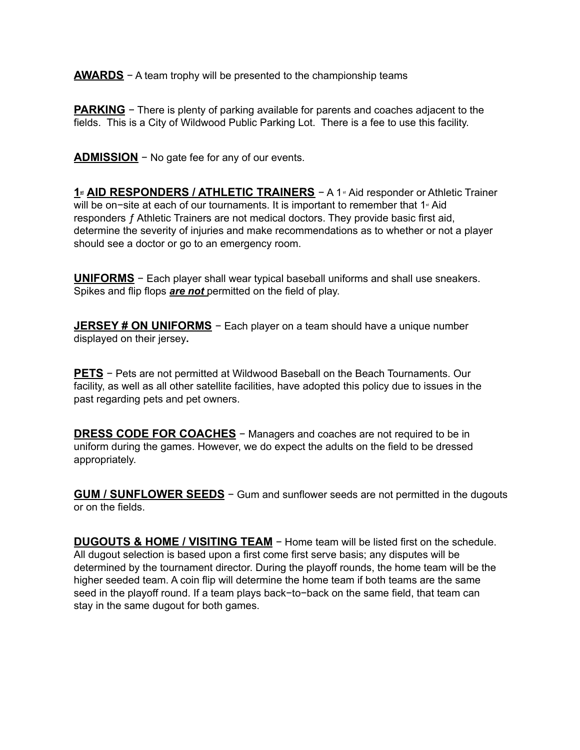**AWARDS** − A team trophy will be presented to the championship teams

**PARKING** − There is plenty of parking available for parents and coaches adjacent to the fields. This is a City of Wildwood Public Parking Lot. There is a fee to use this facility.

**ADMISSION** − No gate fee for any of our events.

**1st AID RESPONDERS / ATHLETIC TRAINERS** − A 1st Aid responder or Athletic Trainer will be on−site at each of our tournaments. It is important to remember that 1st Aid responders ƒ Athletic Trainers are not medical doctors. They provide basic first aid, determine the severity of injuries and make recommendations as to whether or not a player should see a doctor or go to an emergency room.

**UNIFORMS** − Each player shall wear typical baseball uniforms and shall use sneakers. Spikes and flip flops ***are not*** permitted on the field of play.

**JERSEY # ON UNIFORMS** − Each player on a team should have a unique number displayed on their jersey**.**

**PETS** − Pets are not permitted at Wildwood Baseball on the Beach Tournaments. Our facility, as well as all other satellite facilities, have adopted this policy due to issues in the past regarding pets and pet owners.

**DRESS CODE FOR COACHES** − Managers and coaches are not required to be in uniform during the games. However, we do expect the adults on the field to be dressed appropriately.

**GUM / SUNFLOWER SEEDS** − Gum and sunflower seeds are not permitted in the dugouts or on the fields.

**DUGOUTS & HOME / VISITING TEAM** − Home team will be listed first on the schedule. All dugout selection is based upon a first come first serve basis; any disputes will be determined by the tournament director. During the playoff rounds, the home team will be the higher seeded team. A coin flip will determine the home team if both teams are the same seed in the playoff round. If a team plays back−to−back on the same field, that team can stay in the same dugout for both games.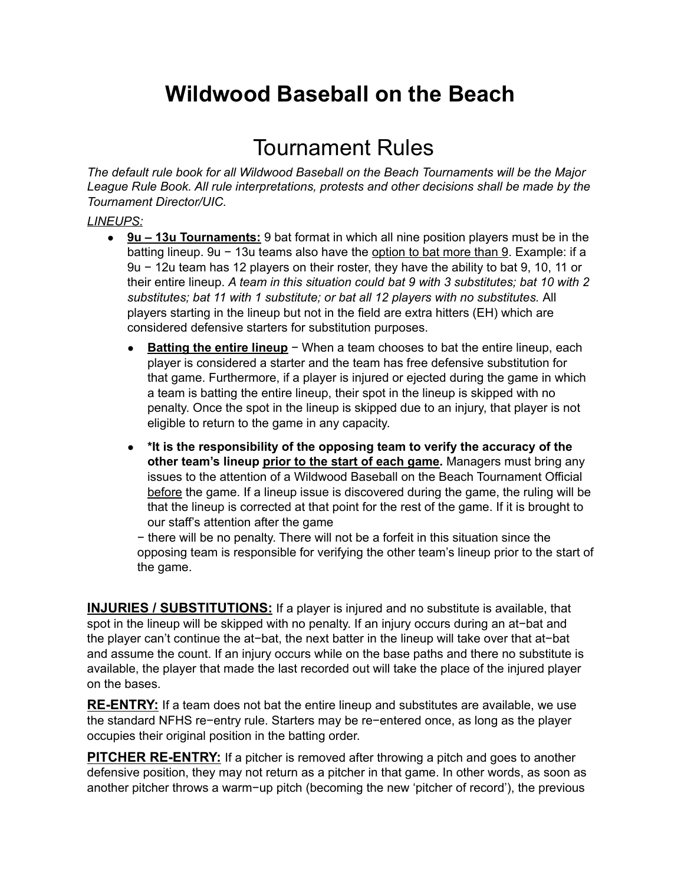# Wildwood Baseball on the Beach

# Tournament Rules

*The default rule book for all Wildwood Baseball on the Beach Tournaments will be the Major League Rule Book. All rule interpretations, protests and other decisions shall be made by the Tournament Director/UIC.*

*LINEUPS:*

- **9u – 13u Tournaments:** 9 bat format in which all nine position players must be in the batting lineup. 9u − 13u teams also have the option to bat more than 9. Example: if a 9u − 12u team has 12 players on their roster, they have the ability to bat 9, 10, 11 or their entire lineup. *A team in this situation could bat 9 with 3 substitutes; bat 10 with 2 substitutes; bat 11 with 1 substitute; or bat all 12 players with no substitutes.* All players starting in the lineup but not in the field are extra hitters (EH) which are considered defensive starters for substitution purposes.
    - **Batting the entire lineup** − When a team chooses to bat the entire lineup, each player is considered a starter and the team has free defensive substitution for that game. Furthermore, if a player is injured or ejected during the game in which a team is batting the entire lineup, their spot in the lineup is skipped with no penalty. Once the spot in the lineup is skipped due to an injury, that player is not eligible to return to the game in any capacity.
    - **\*It is the responsibility of the opposing team to verify the accuracy of the other team's lineup prior to the start of each game.** Managers must bring any issues to the attention of a Wildwood Baseball on the Beach Tournament Official before the game. If a lineup issue is discovered during the game, the ruling will be that the lineup is corrected at that point for the rest of the game. If it is brought to our staff's attention after the game

    − there will be no penalty. There will not be a forfeit in this situation since the opposing team is responsible for verifying the other team's lineup prior to the start of the game.

**INJURIES / SUBSTITUTIONS:** If a player is injured and no substitute is available, that spot in the lineup will be skipped with no penalty. If an injury occurs during an at−bat and the player can't continue the at−bat, the next batter in the lineup will take over that at−bat and assume the count. If an injury occurs while on the base paths and there no substitute is available, the player that made the last recorded out will take the place of the injured player on the bases.

**RE-ENTRY:** If a team does not bat the entire lineup and substitutes are available, we use the standard NFHS re−entry rule. Starters may be re−entered once, as long as the player occupies their original position in the batting order.

**PITCHER RE-ENTRY:** If a pitcher is removed after throwing a pitch and goes to another defensive position, they may not return as a pitcher in that game. In other words, as soon as another pitcher throws a warm−up pitch (becoming the new 'pitcher of record'), the previous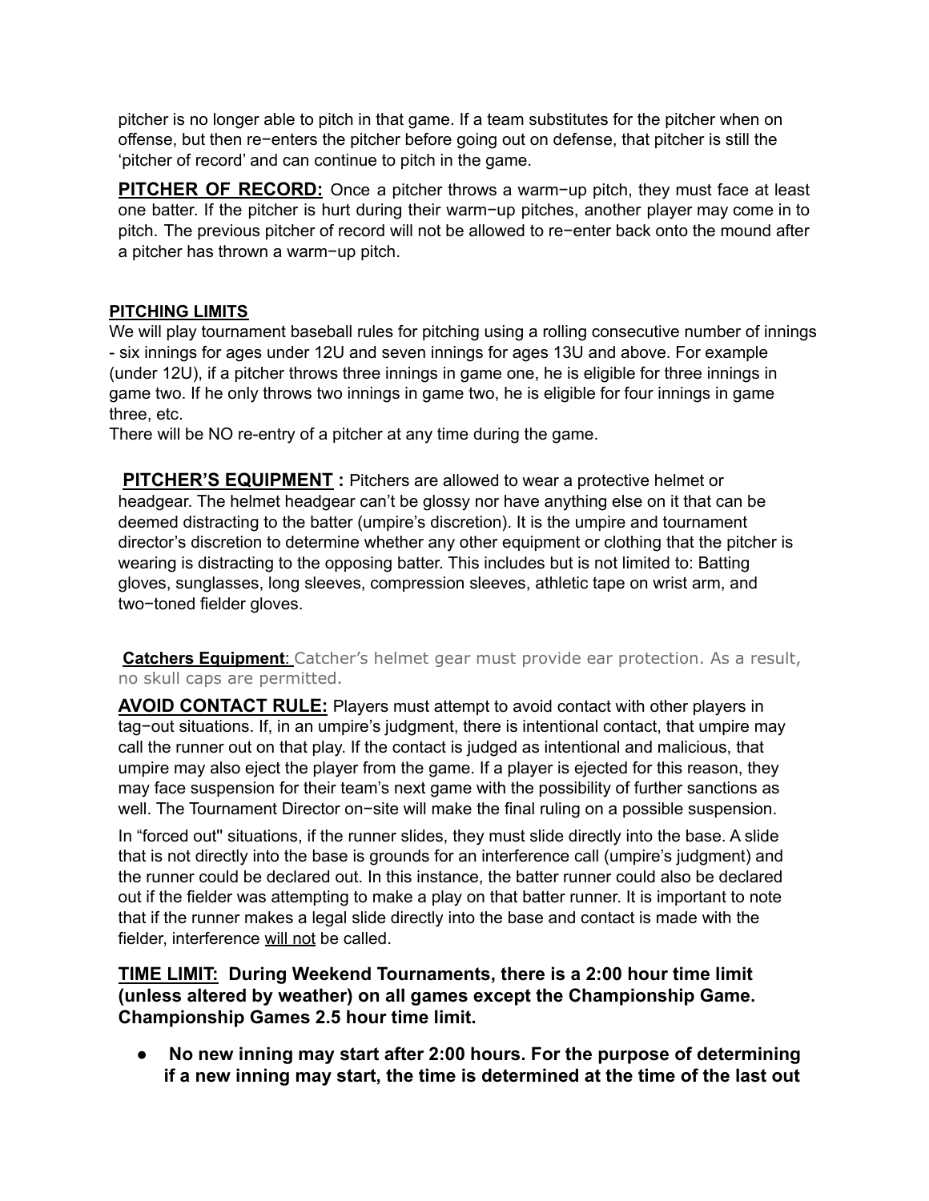pitcher is no longer able to pitch in that game. If a team substitutes for the pitcher when on offense, but then re−enters the pitcher before going out on defense, that pitcher is still the 'pitcher of record' and can continue to pitch in the game.

**PITCHER OF RECORD:** Once a pitcher throws a warm−up pitch, they must face at least one batter. If the pitcher is hurt during their warm−up pitches, another player may come in to pitch. The previous pitcher of record will not be allowed to re−enter back onto the mound after a pitcher has thrown a warm−up pitch.

**PITCHING LIMITS**

We will play tournament baseball rules for pitching using a rolling consecutive number of innings - six innings for ages under 12U and seven innings for ages 13U and above. For example (under 12U), if a pitcher throws three innings in game one, he is eligible for three innings in game two. If he only throws two innings in game two, he is eligible for four innings in game three, etc.

There will be NO re-entry of a pitcher at any time during the game.

**PITCHER'S EQUIPMENT :** Pitchers are allowed to wear a protective helmet or headgear. The helmet headgear can't be glossy nor have anything else on it that can be deemed distracting to the batter (umpire's discretion). It is the umpire and tournament director's discretion to determine whether any other equipment or clothing that the pitcher is wearing is distracting to the opposing batter. This includes but is not limited to: Batting gloves, sunglasses, long sleeves, compression sleeves, athletic tape on wrist arm, and two−toned fielder gloves.

**Catchers Equipment**: Catcher's helmet gear must provide ear protection. As a result, no skull caps are permitted.

**AVOID CONTACT RULE:** Players must attempt to avoid contact with other players in tag−out situations. If, in an umpire's judgment, there is intentional contact, that umpire may call the runner out on that play. If the contact is judged as intentional and malicious, that umpire may also eject the player from the game. If a player is ejected for this reason, they may face suspension for their team's next game with the possibility of further sanctions as well. The Tournament Director on−site will make the final ruling on a possible suspension.

In "forced out" situations, if the runner slides, they must slide directly into the base. A slide that is not directly into the base is grounds for an interference call (umpire's judgment) and the runner could be declared out. In this instance, the batter runner could also be declared out if the fielder was attempting to make a play on that batter runner. It is important to note that if the runner makes a legal slide directly into the base and contact is made with the fielder, interference will not be called.

**TIME LIMIT: During Weekend Tournaments, there is a 2:00 hour time limit (unless altered by weather) on all games except the Championship Game. Championship Games 2.5 hour time limit.**

- **No new inning may start after 2:00 hours. For the purpose of determining if a new inning may start, the time is determined at the time of the last out**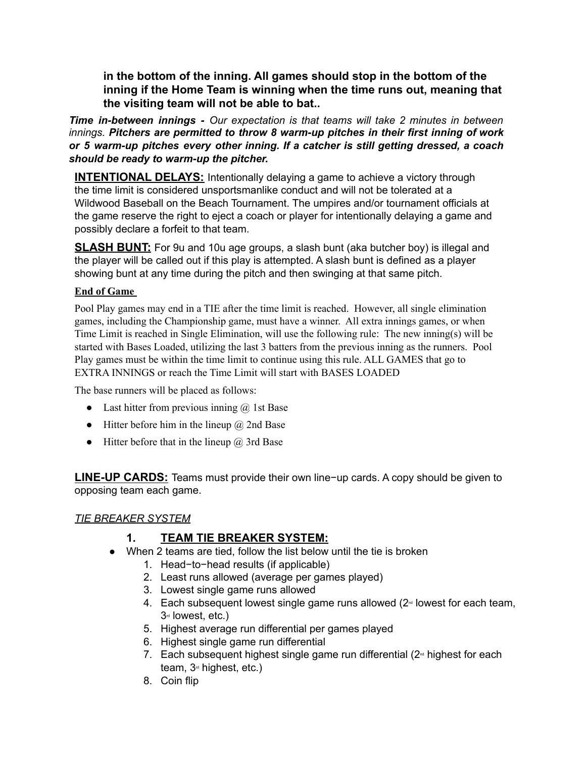**in the bottom of the inning. All games should stop in the bottom of the inning if the Home Team is winning when the time runs out, meaning that the visiting team will not be able to bat..**

***Time in-between innings -*** *Our expectation is that teams will take 2 minutes in between innings.* ***Pitchers are permitted to throw 8 warm-up pitches in their first inning of work or 5 warm-up pitches every other inning. If a catcher is still getting dressed, a coach should be ready to warm-up the pitcher.***

**INTENTIONAL DELAYS:** Intentionally delaying a game to achieve a victory through the time limit is considered unsportsmanlike conduct and will not be tolerated at a Wildwood Baseball on the Beach Tournament. The umpires and/or tournament officials at the game reserve the right to eject a coach or player for intentionally delaying a game and possibly declare a forfeit to that team.

**SLASH BUNT:** For 9u and 10u age groups, a slash bunt (aka butcher boy) is illegal and the player will be called out if this play is attempted. A slash bunt is defined as a player showing bunt at any time during the pitch and then swinging at that same pitch.

**End of Game**

Pool Play games may end in a TIE after the time limit is reached. However, all single elimination games, including the Championship game, must have a winner. All extra innings games, or when Time Limit is reached in Single Elimination, will use the following rule: The new inning(s) will be started with Bases Loaded, utilizing the last 3 batters from the previous inning as the runners. Pool Play games must be within the time limit to continue using this rule. ALL GAMES that go to EXTRA INNINGS or reach the Time Limit will start with BASES LOADED

The base runners will be placed as follows:

- Last hitter from previous inning @ 1st Base
- Hitter before him in the lineup @ 2nd Base
- Hitter before that in the lineup @ 3rd Base

**LINE-UP CARDS:** Teams must provide their own line−up cards. A copy should be given to opposing team each game.

*TIE BREAKER SYSTEM*

## 1. TEAM TIE BREAKER SYSTEM:

- When 2 teams are tied, follow the list below until the tie is broken
  1. Head−to−head results (if applicable)
  2. Least runs allowed (average per games played)
  3. Lowest single game runs allowed
  4. Each subsequent lowest single game runs allowed (2nd lowest for each team, 3rd lowest, etc.)
  5. Highest average run differential per games played
  6. Highest single game run differential
  7. Each subsequent highest single game run differential (2nd highest for each team, 3rd highest, etc.)
  8. Coin flip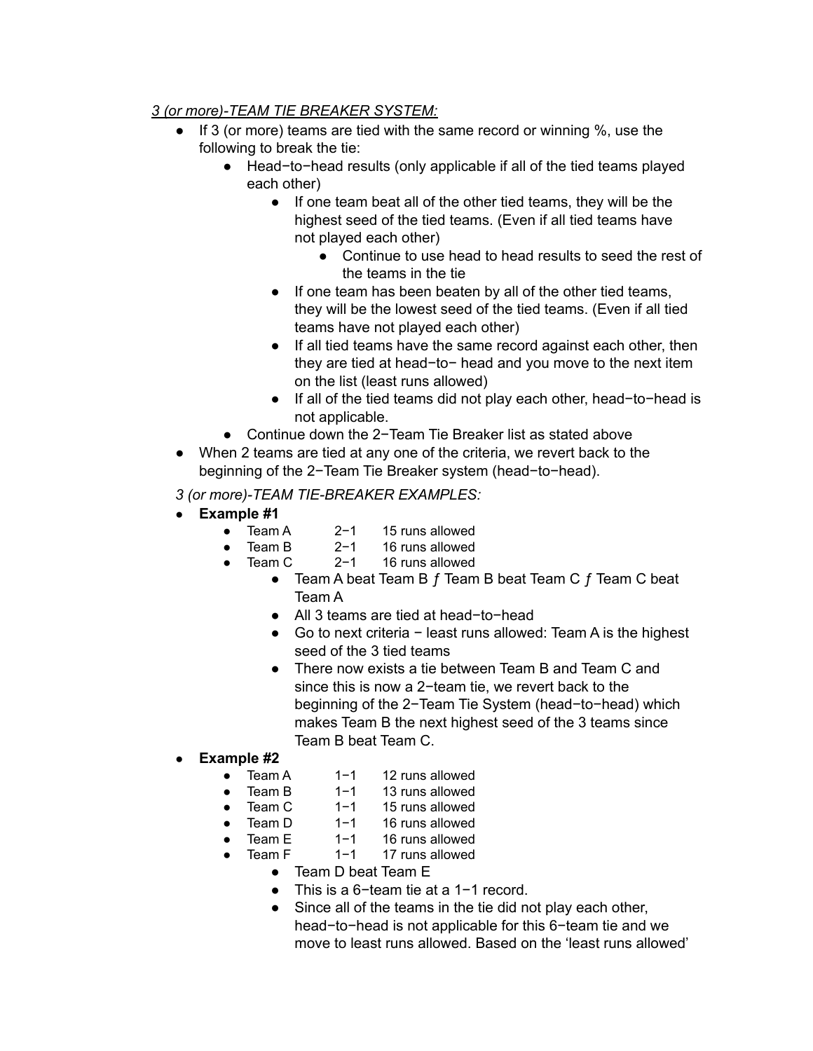*3 (or more)-TEAM TIE BREAKER SYSTEM:*

- If 3 (or more) teams are tied with the same record or winning %, use the following to break the tie:
    - Head−to−head results (only applicable if all of the tied teams played each other)
        - If one team beat all of the other tied teams, they will be the highest seed of the tied teams. (Even if all tied teams have not played each other)
            - Continue to use head to head results to seed the rest of the teams in the tie
        - If one team has been beaten by all of the other tied teams, they will be the lowest seed of the tied teams. (Even if all tied teams have not played each other)
        - If all tied teams have the same record against each other, then they are tied at head−to− head and you move to the next item on the list (least runs allowed)
        - If all of the tied teams did not play each other, head−to−head is not applicable.
    - Continue down the 2−Team Tie Breaker list as stated above
- When 2 teams are tied at any one of the criteria, we revert back to the beginning of the 2−Team Tie Breaker system (head−to−head).

*3 (or more)-TEAM TIE-BREAKER EXAMPLES:*

- **Example #1**
    - Team A 2−1 15 runs allowed
    - Team B 2−1 16 runs allowed
    - Team C 2−1 16 runs allowed
        - Team A beat Team B ƒ Team B beat Team C ƒ Team C beat Team A
        - All 3 teams are tied at head−to−head
        - Go to next criteria − least runs allowed: Team A is the highest seed of the 3 tied teams
        - There now exists a tie between Team B and Team C and since this is now a 2−team tie, we revert back to the beginning of the 2−Team Tie System (head−to−head) which makes Team B the next highest seed of the 3 teams since Team B beat Team C.
- **Example #2**
    - Team A 1−1 12 runs allowed
    - Team B 1−1 13 runs allowed
    - Team C 1−1 15 runs allowed
    - Team D 1−1 16 runs allowed
    - Team E 1−1 16 runs allowed
    - Team F 1−1 17 runs allowed
        - Team D beat Team E
        - This is a 6−team tie at a 1−1 record.
        - Since all of the teams in the tie did not play each other, head−to−head is not applicable for this 6−team tie and we move to least runs allowed. Based on the 'least runs allowed'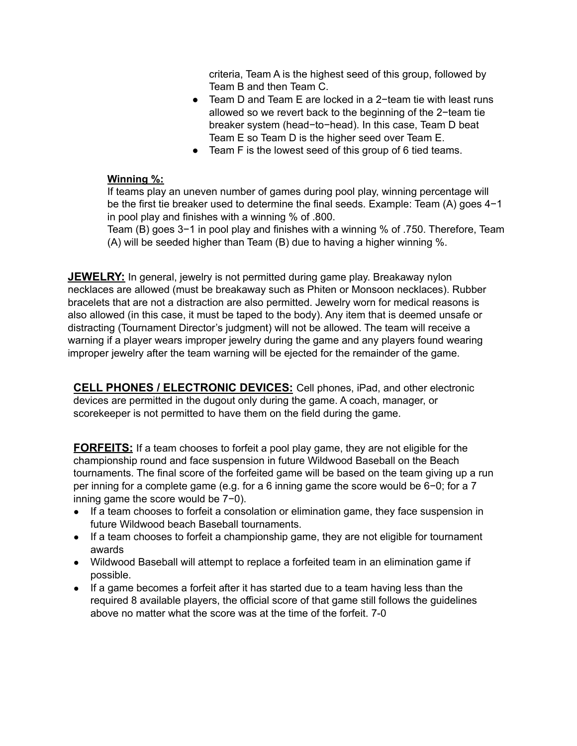criteria, Team A is the highest seed of this group, followed by Team B and then Team C.

- Team D and Team E are locked in a 2−team tie with least runs allowed so we revert back to the beginning of the 2−team tie breaker system (head−to−head). In this case, Team D beat Team E so Team D is the higher seed over Team E.
- Team F is the lowest seed of this group of 6 tied teams.

**Winning %:**

If teams play an uneven number of games during pool play, winning percentage will be the first tie breaker used to determine the final seeds. Example: Team (A) goes 4−1 in pool play and finishes with a winning % of .800.
Team (B) goes 3−1 in pool play and finishes with a winning % of .750. Therefore, Team (A) will be seeded higher than Team (B) due to having a higher winning %.

**JEWELRY:** In general, jewelry is not permitted during game play. Breakaway nylon necklaces are allowed (must be breakaway such as Phiten or Monsoon necklaces). Rubber bracelets that are not a distraction are also permitted. Jewelry worn for medical reasons is also allowed (in this case, it must be taped to the body). Any item that is deemed unsafe or distracting (Tournament Director's judgment) will not be allowed. The team will receive a warning if a player wears improper jewelry during the game and any players found wearing improper jewelry after the team warning will be ejected for the remainder of the game.

**CELL PHONES / ELECTRONIC DEVICES:** Cell phones, iPad, and other electronic devices are permitted in the dugout only during the game. A coach, manager, or scorekeeper is not permitted to have them on the field during the game.

**FORFEITS:** If a team chooses to forfeit a pool play game, they are not eligible for the championship round and face suspension in future Wildwood Baseball on the Beach tournaments. The final score of the forfeited game will be based on the team giving up a run per inning for a complete game (e.g. for a 6 inning game the score would be 6−0; for a 7 inning game the score would be 7−0).

- If a team chooses to forfeit a consolation or elimination game, they face suspension in future Wildwood beach Baseball tournaments.
- If a team chooses to forfeit a championship game, they are not eligible for tournament awards
- Wildwood Baseball will attempt to replace a forfeited team in an elimination game if possible.
- If a game becomes a forfeit after it has started due to a team having less than the required 8 available players, the official score of that game still follows the guidelines above no matter what the score was at the time of the forfeit. 7-0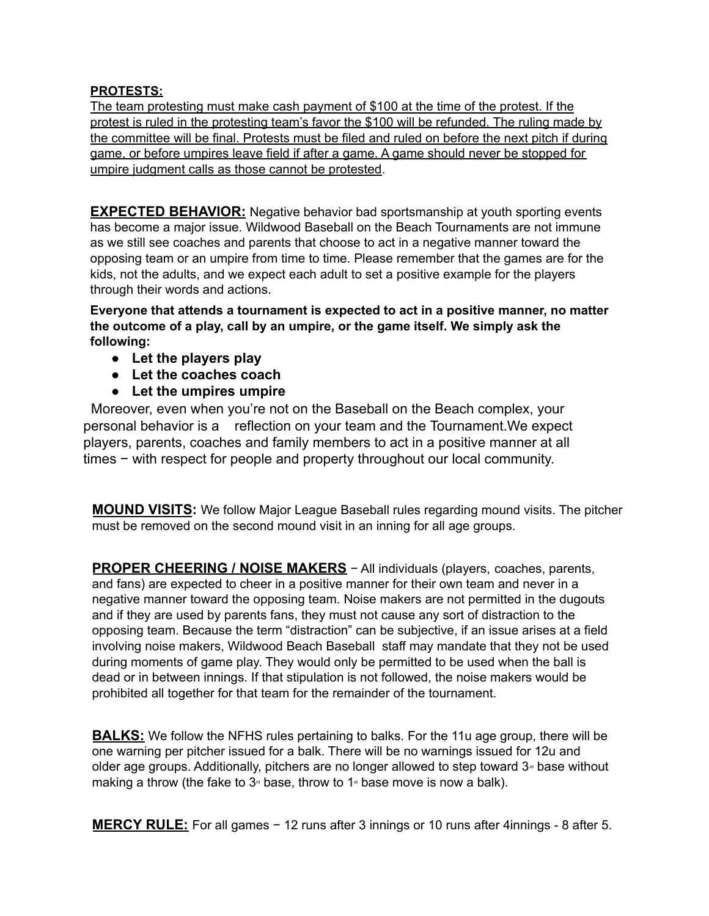**PROTESTS:**

The team protesting must make cash payment of $100 at the time of the protest. If the protest is ruled in the protesting team's favor the $100 will be refunded. The ruling made by the committee will be final. Protests must be filed and ruled on before the next pitch if during game, or before umpires leave field if after a game. A game should never be stopped for umpire judgment calls as those cannot be protested.

**EXPECTED BEHAVIOR:** Negative behavior bad sportsmanship at youth sporting events has become a major issue. Wildwood Baseball on the Beach Tournaments are not immune as we still see coaches and parents that choose to act in a negative manner toward the opposing team or an umpire from time to time. Please remember that the games are for the kids, not the adults, and we expect each adult to set a positive example for the players through their words and actions.

**Everyone that attends a tournament is expected to act in a positive manner, no matter the outcome of a play, call by an umpire, or the game itself. We simply ask the following:**

- **Let the players play**
- **Let the coaches coach**
- **Let the umpires umpire**

Moreover, even when you're not on the Baseball on the Beach complex, your personal behavior is a reflection on your team and the Tournament.We expect players, parents, coaches and family members to act in a positive manner at all times − with respect for people and property throughout our local community.

**MOUND VISITS:** We follow Major League Baseball rules regarding mound visits. The pitcher must be removed on the second mound visit in an inning for all age groups.

**PROPER CHEERING / NOISE MAKERS** − All individuals (players, coaches, parents, and fans) are expected to cheer in a positive manner for their own team and never in a negative manner toward the opposing team. Noise makers are not permitted in the dugouts and if they are used by parents fans, they must not cause any sort of distraction to the opposing team. Because the term "distraction" can be subjective, if an issue arises at a field involving noise makers, Wildwood Beach Baseball staff may mandate that they not be used during moments of game play. They would only be permitted to be used when the ball is dead or in between innings. If that stipulation is not followed, the noise makers would be prohibited all together for that team for the remainder of the tournament.

**BALKS:** We follow the NFHS rules pertaining to balks. For the 11u age group, there will be one warning per pitcher issued for a balk. There will be no warnings issued for 12u and older age groups. Additionally, pitchers are no longer allowed to step toward 3rd base without making a throw (the fake to 3rd base, throw to 1st base move is now a balk).

**MERCY RULE:** For all games − 12 runs after 3 innings or 10 runs after 4innings - 8 after 5.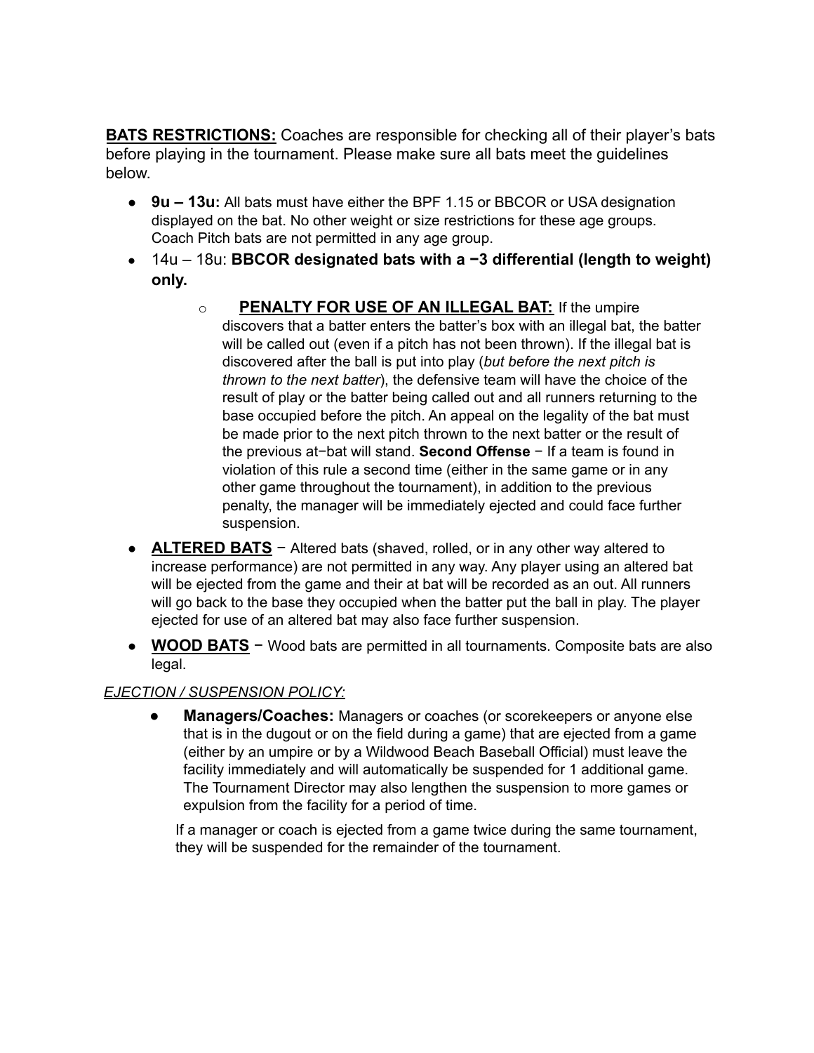**BATS RESTRICTIONS:** Coaches are responsible for checking all of their player's bats before playing in the tournament. Please make sure all bats meet the guidelines below.

- **9u – 13u:** All bats must have either the BPF 1.15 or BBCOR or USA designation displayed on the bat. No other weight or size restrictions for these age groups. Coach Pitch bats are not permitted in any age group.
- 14u – 18u: **BBCOR designated bats with a −3 differential (length to weight) only.**
  - **PENALTY FOR USE OF AN ILLEGAL BAT:** If the umpire discovers that a batter enters the batter's box with an illegal bat, the batter will be called out (even if a pitch has not been thrown). If the illegal bat is discovered after the ball is put into play (*but before the next pitch is thrown to the next batter*), the defensive team will have the choice of the result of play or the batter being called out and all runners returning to the base occupied before the pitch. An appeal on the legality of the bat must be made prior to the next pitch thrown to the next batter or the result of the previous at−bat will stand. **Second Offense** − If a team is found in violation of this rule a second time (either in the same game or in any other game throughout the tournament), in addition to the previous penalty, the manager will be immediately ejected and could face further suspension.
- **ALTERED BATS** − Altered bats (shaved, rolled, or in any other way altered to increase performance) are not permitted in any way. Any player using an altered bat will be ejected from the game and their at bat will be recorded as an out. All runners will go back to the base they occupied when the batter put the ball in play. The player ejected for use of an altered bat may also face further suspension.
- **WOOD BATS** − Wood bats are permitted in all tournaments. Composite bats are also legal.

*EJECTION / SUSPENSION POLICY:*

- **Managers/Coaches:** Managers or coaches (or scorekeepers or anyone else that is in the dugout or on the field during a game) that are ejected from a game (either by an umpire or by a Wildwood Beach Baseball Official) must leave the facility immediately and will automatically be suspended for 1 additional game. The Tournament Director may also lengthen the suspension to more games or expulsion from the facility for a period of time.

  If a manager or coach is ejected from a game twice during the same tournament, they will be suspended for the remainder of the tournament.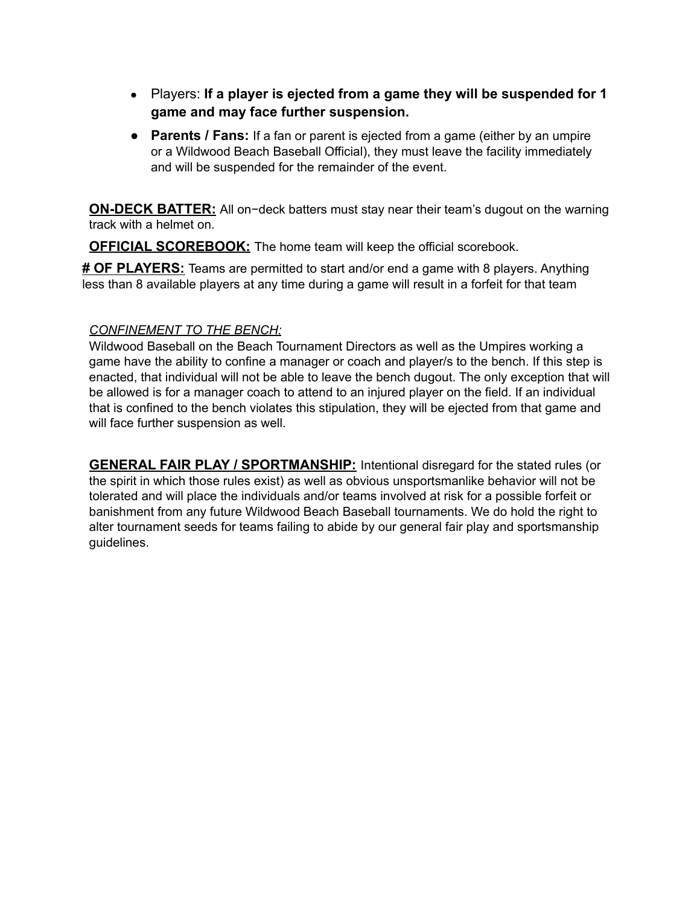- Players: **If a player is ejected from a game they will be suspended for 1 game and may face further suspension.**
- **Parents / Fans:** If a fan or parent is ejected from a game (either by an umpire or a Wildwood Beach Baseball Official), they must leave the facility immediately and will be suspended for the remainder of the event.

**ON-DECK BATTER:** All on−deck batters must stay near their team's dugout on the warning track with a helmet on.

**OFFICIAL SCOREBOOK:** The home team will keep the official scorebook.

**# OF PLAYERS:** Teams are permitted to start and/or end a game with 8 players. Anything less than 8 available players at any time during a game will result in a forfeit for that team

*CONFINEMENT TO THE BENCH:*
Wildwood Baseball on the Beach Tournament Directors as well as the Umpires working a game have the ability to confine a manager or coach and player/s to the bench. If this step is enacted, that individual will not be able to leave the bench dugout. The only exception that will be allowed is for a manager coach to attend to an injured player on the field. If an individual that is confined to the bench violates this stipulation, they will be ejected from that game and will face further suspension as well.

**GENERAL FAIR PLAY / SPORTMANSHIP:** Intentional disregard for the stated rules (or the spirit in which those rules exist) as well as obvious unsportsmanlike behavior will not be tolerated and will place the individuals and/or teams involved at risk for a possible forfeit or banishment from any future Wildwood Beach Baseball tournaments. We do hold the right to alter tournament seeds for teams failing to abide by our general fair play and sportsmanship guidelines.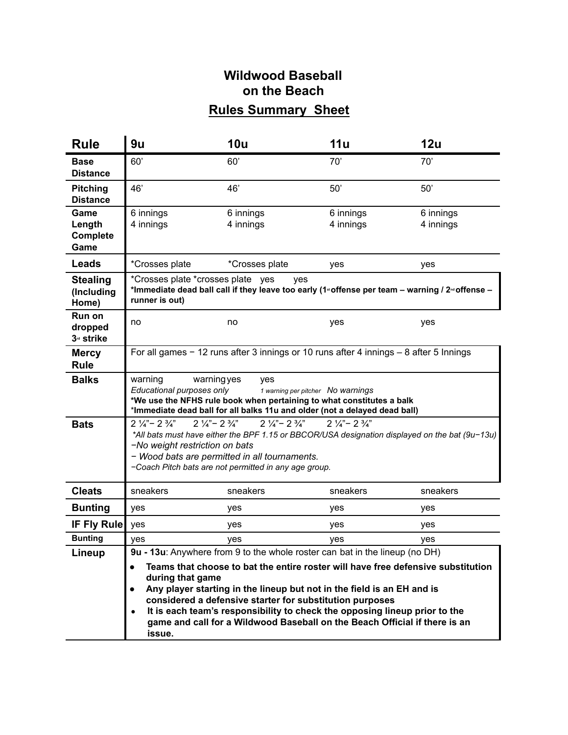# Wildwood Baseball on the Beach

## Rules Summary Sheet

| Rule | 9u | 10u | 11u | 12u |
|---|---|---|---|---|
| **Base Distance** | 60' | 60' | 70' | 70' |
| **Pitching Distance** | 46' | 46' | 50' | 50' |
| **Game Length Complete Game** | 6 innings<br>4 innings | 6 innings<br>4 innings | 6 innings<br>4 innings | 6 innings<br>4 innings |
| **Leads** | *Crosses plate | *Crosses plate | yes | yes |
| **Stealing (Including Home)** | *Crosses plate *crosses plate yes yes<br>**\*Immediate dead ball call if they leave too early (1st offense per team – warning / 2nd offense – runner is out)** | | | |
| **Run on dropped 3rd strike** | no | no | yes | yes |
| **Mercy Rule** | For all games − 12 runs after 3 innings or 10 runs after 4 innings – 8 after 5 Innings | | | |
| **Balks** | warning warning yes yes<br>*Educational purposes only* *1 warning per pitcher* *No warnings*<br>**\*We use the NFHS rule book when pertaining to what constitutes a balk**<br>**\*Immediate dead ball for all balks 11u and older (not a delayed dead ball)** | | | |
| **Bats** | 2 ¼"– 2 ¾" 2 ¼"– 2 ¾" 2 ¼"– 2 ¾" 2 ¼"– 2 ¾"<br>*\*All bats must have either the BPF 1.15 or BBCOR/USA designation displayed on the bat (9u−13u)*<br>*−No weight restriction on bats*<br>*− Wood bats are permitted in all tournaments.*<br>*−Coach Pitch bats are not permitted in any age group.* | | | |
| **Cleats** | sneakers | sneakers | sneakers | sneakers |
| **Bunting** | yes | yes | yes | yes |
| **IF Fly Rule** | yes | yes | yes | yes |
| **Bunting** | yes | yes | yes | yes |
| **Lineup** | **9u - 13u**: Anywhere from 9 to the whole roster can bat in the lineup (no DH)<br>• **Teams that choose to bat the entire roster will have free defensive substitution during that game**<br>• **Any player starting in the lineup but not in the field is an EH and is considered a defensive starter for substitution purposes**<br>• **It is each team's responsibility to check the opposing lineup prior to the game and call for a Wildwood Baseball on the Beach Official if there is an issue.** | | | |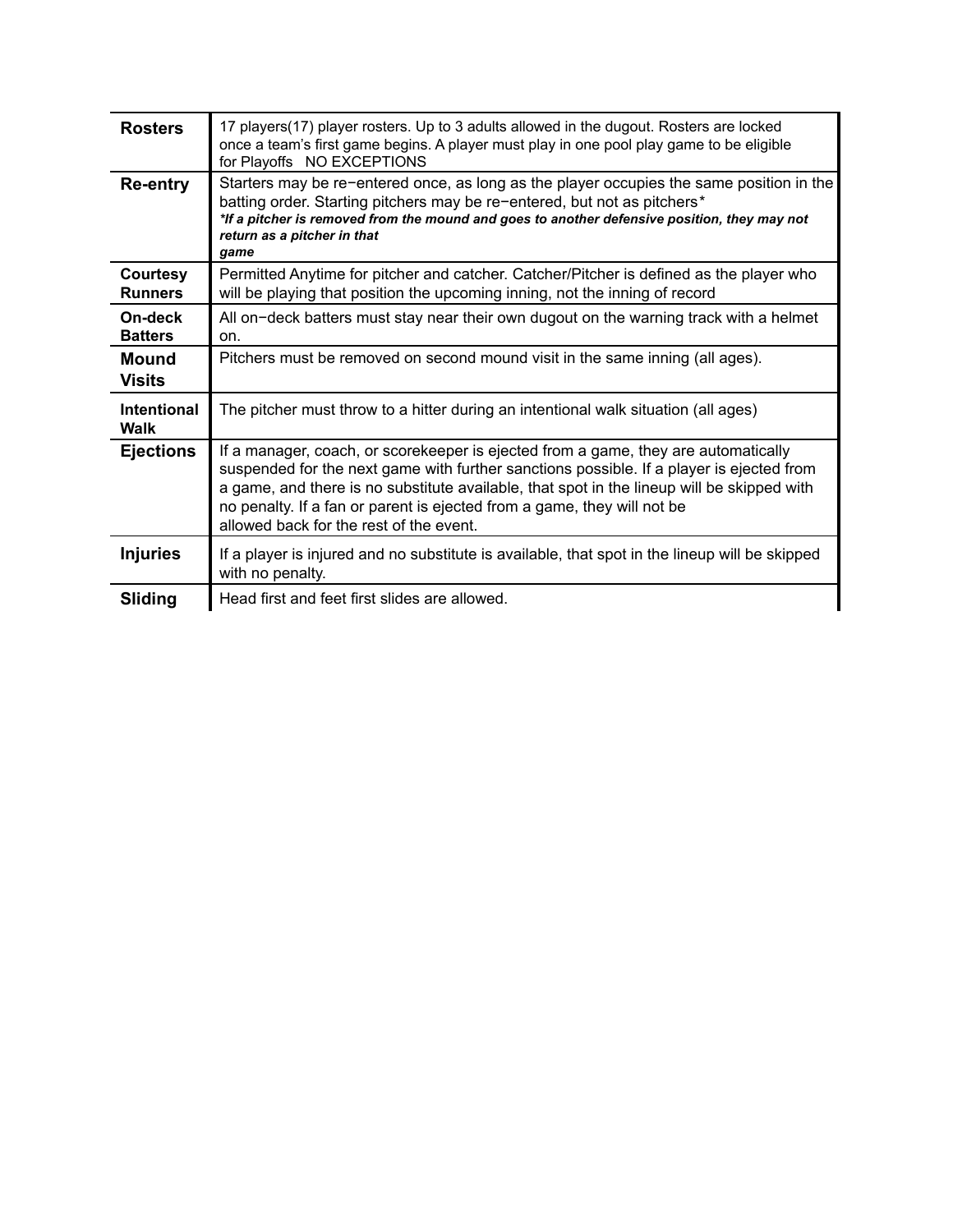| | |
|---|---|
| **Rosters** | 17 players(17) player rosters. Up to 3 adults allowed in the dugout. Rosters are locked once a team's first game begins. A player must play in one pool play game to be eligible for Playoffs   NO EXCEPTIONS |
| **Re-entry** | Starters may be re−entered once, as long as the player occupies the same position in the batting order. Starting pitchers may be re−entered, but not as pitchers* ***If a pitcher is removed from the mound and goes to another defensive position, they may not return as a pitcher in that game*** |
| **Courtesy Runners** | Permitted Anytime for pitcher and catcher. Catcher/Pitcher is defined as the player who will be playing that position the upcoming inning, not the inning of record |
| **On-deck Batters** | All on−deck batters must stay near their own dugout on the warning track with a helmet on. |
| **Mound Visits** | Pitchers must be removed on second mound visit in the same inning (all ages). |
| **Intentional Walk** | The pitcher must throw to a hitter during an intentional walk situation (all ages) |
| **Ejections** | If a manager, coach, or scorekeeper is ejected from a game, they are automatically suspended for the next game with further sanctions possible. If a player is ejected from a game, and there is no substitute available, that spot in the lineup will be skipped with no penalty. If a fan or parent is ejected from a game, they will not be allowed back for the rest of the event. |
| **Injuries** | If a player is injured and no substitute is available, that spot in the lineup will be skipped with no penalty. |
| **Sliding** | Head first and feet first slides are allowed. |